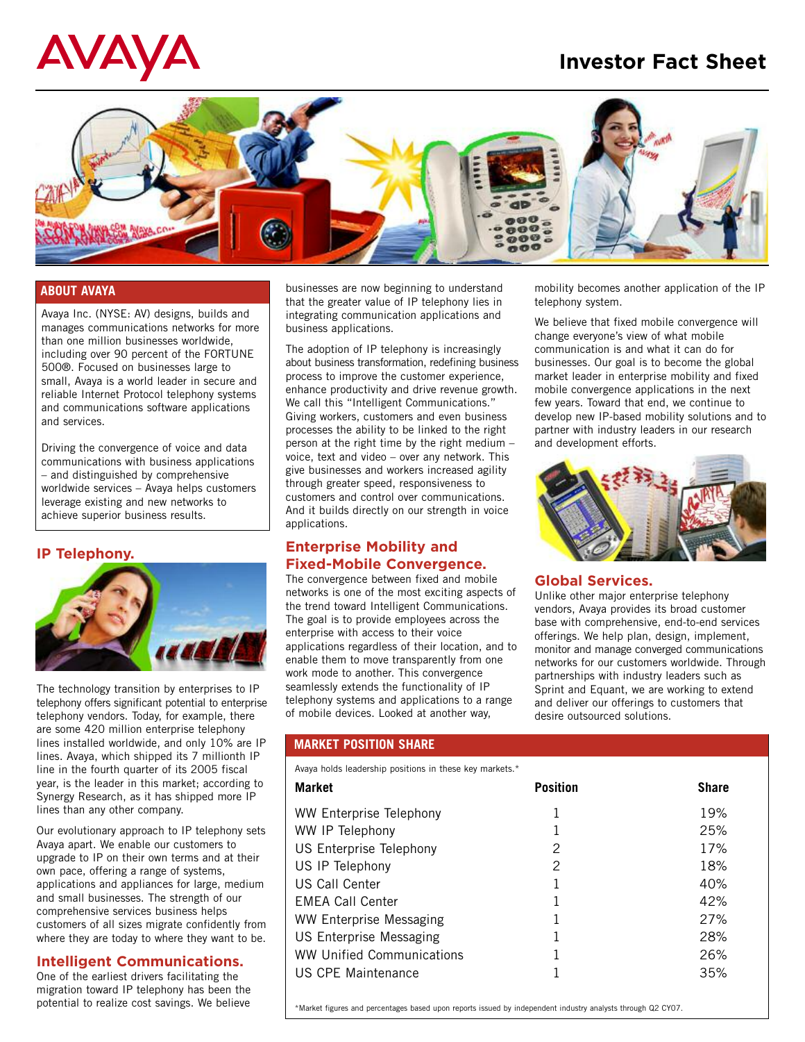# Investor Fact Sheet

## ABOUT AVAYA

Avaya Inc. (NYSE: AV) designs, builds and manages communications networks for more than one million businesses worldwide, including over 90 percent of the FORTUNE 500®. Focused on businesses large to small, Avaya is a world leader in secure and reliable Internet Protocol telephony systems and communications software applications and services.

Driving the convergence of voice and data communications with business applications – and distinguished by comprehensive worldwide services – Avaya helps customers leverage existing and new networks to achieve superior business results.

## IP Telephony.

The technology transition by enterprises to IP telephony offers significant potential to enterprise telephony vendors. Today, for example, there are some 420 million enterprise telephony lines installed worldwide, and only 10% are IP lines. Avaya, which shipped its 7 millionth IP line in the fourth quarter of its 2005 fiscal year, is the leader in this market; according to Synergy Research, as it has shipped more IP lines than any other company.

Our evolutionary approach to IP telephony sets Avaya apart. We enable our customers to upgrade to IP on their own terms and at their own pace, offering a range of systems, applications and appliances for large, medium and small businesses. The strength of our comprehensive services business helps customers of all sizes migrate confidently from where they are today to where they want to be.

## Intelligent Communications.

One of the earliest drivers facilitating the migration toward IP telephony has been the potential to realize cost savings. We believe businesses are now beginning to understand that the greater value of IP telephony lies in integrating communication applications and business applications.

The adoption of IP telephony is increasingly about business transformation, redefining business process to improve the customer experience, enhance productivity and drive revenue growth. We call this "Intelligent Communications." Giving workers, customers and even business processes the ability to be linked to the right person at the right time by the right medium – voice, text and video – over any network. This give businesses and workers increased agility through greater speed, responsiveness to customers and control over communications. And it builds directly on our strength in voice applications.

## Enterprise Mobility and Fixed-Mobile Convergence.

The convergence between fixed and mobile networks is one of the most exciting aspects of the trend toward Intelligent Communications. The goal is to provide employees across the enterprise with access to their voice applications regardless of their location, and to enable them to move transparently from one work mode to another. This convergence seamlessly extends the functionality of IP telephony systems and applications to a range of mobile devices. Looked at another way, mobility becomes another application of the IP telephony system.

We believe that fixed mobile convergence will change everyone's view of what mobile communication is and what it can do for businesses. Our goal is to become the global market leader in enterprise mobility and fixed mobile convergence applications in the next few years. Toward that end, we continue to develop new IP-based mobility solutions and to partner with industry leaders in our research and development efforts.

## Global Services.

Unlike other major enterprise telephony vendors, Avaya provides its broad customer base with comprehensive, end-to-end services offerings. We help plan, design, implement, monitor and manage converged communications networks for our customers worldwide. Through partnerships with industry leaders such as Sprint and Equant, we are working to extend and deliver our offerings to customers that desire outsourced solutions.

## MARKET POSITION SHARE

Avaya holds leadership positions in these key markets.*

| Market | Position | Share |
|---|---|---|
| WW Enterprise Telephony | 1 | 19% |
| WW IP Telephony | 1 | 25% |
| US Enterprise Telephony | 2 | 17% |
| US IP Telephony | 2 | 18% |
| US Call Center | 1 | 40% |
| EMEA Call Center | 1 | 42% |
| WW Enterprise Messaging | 1 | 27% |
| US Enterprise Messaging | 1 | 28% |
| WW Unified Communications | 1 | 26% |
| US CPE Maintenance | 1 | 35% |

*Market figures and percentages based upon reports issued by independent industry analysts through Q2 CY07.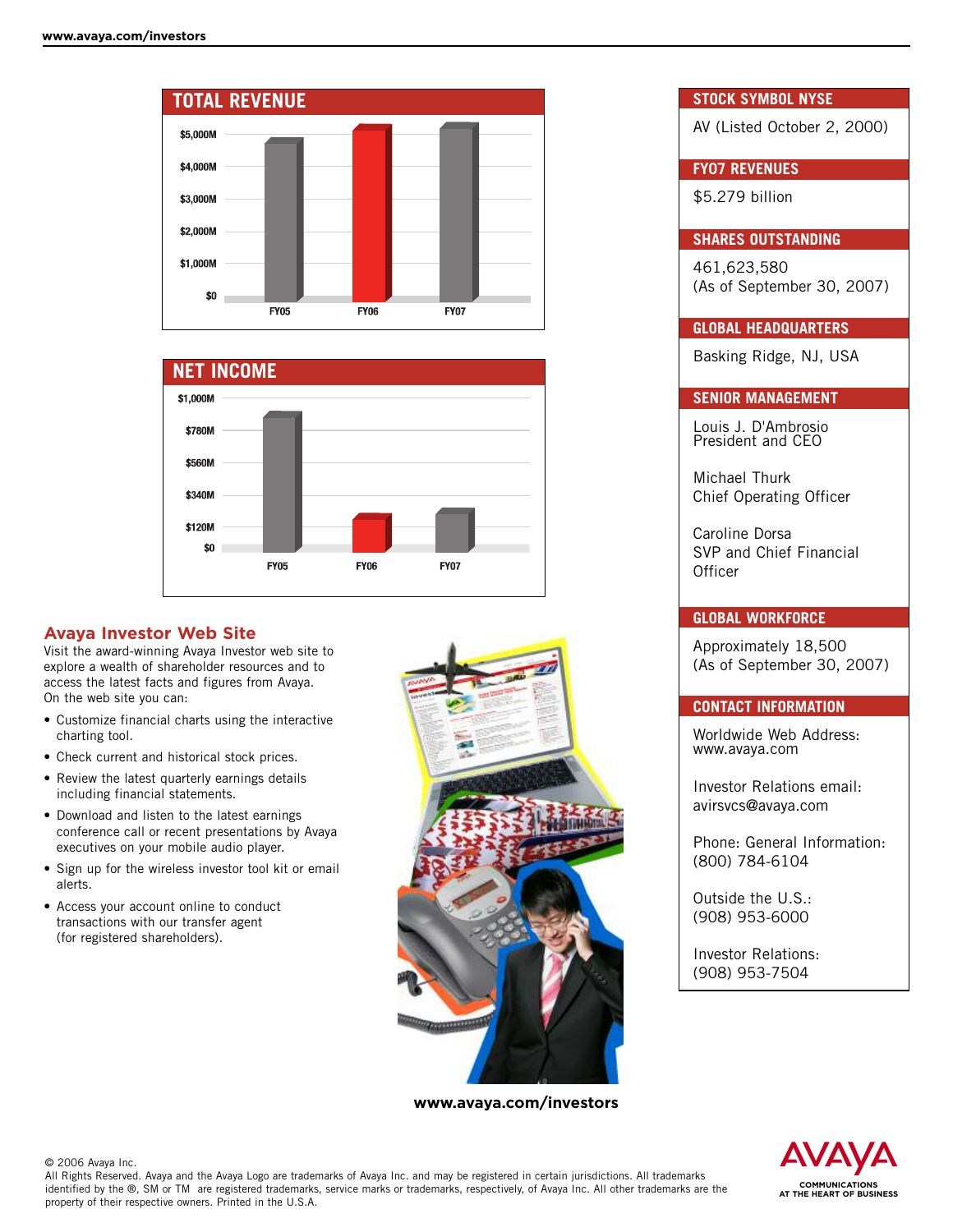## TOTAL REVENUE

$5,000M
$4,000M
$3,000M
$2,000M
$1,000M
$0

FY05
FY06
FY07

## NET INCOME

$1,000M
$780M
$560M
$340M
$120M
$0

FY05
FY06
FY07

## STOCK SYMBOL NYSE

AV (Listed October 2, 2000)

## FY07 REVENUES

$5.279 billion

## SHARES OUTSTANDING

461,623,580
(As of September 30, 2007)

## GLOBAL HEADQUARTERS

Basking Ridge, NJ, USA

## SENIOR MANAGEMENT

Louis J. D'Ambrosio
President and CEO

Michael Thurk
Chief Operating Officer

Caroline Dorsa
SVP and Chief Financial Officer

## GLOBAL WORKFORCE

Approximately 18,500
(As of September 30, 2007)

## CONTACT INFORMATION

Worldwide Web Address:
www.avaya.com

Investor Relations email:
avirsvcs@avaya.com

Phone: General Information:
(800) 784-6104

Outside the U.S.:
(908) 953-6000

Investor Relations:
(908) 953-7504

## Avaya Investor Web Site

Visit the award-winning Avaya Investor web site to explore a wealth of shareholder resources and to access the latest facts and figures from Avaya. On the web site you can:

- Customize financial charts using the interactive charting tool.
- Check current and historical stock prices.
- Review the latest quarterly earnings details including financial statements.
- Download and listen to the latest earnings conference call or recent presentations by Avaya executives on your mobile audio player.
- Sign up for the wireless investor tool kit or email alerts.
- Access your account online to conduct transactions with our transfer agent (for registered shareholders).

**www.avaya.com/investors**

© 2006 Avaya Inc.
All Rights Reserved. Avaya and the Avaya Logo are trademarks of Avaya Inc. and may be registered in certain jurisdictions. All trademarks identified by the ®, SM or TM are registered trademarks, service marks or trademarks, respectively, of Avaya Inc. All other trademarks are the property of their respective owners. Printed in the U.S.A.

AVAYA
COMMUNICATIONS AT THE HEART OF BUSINESS